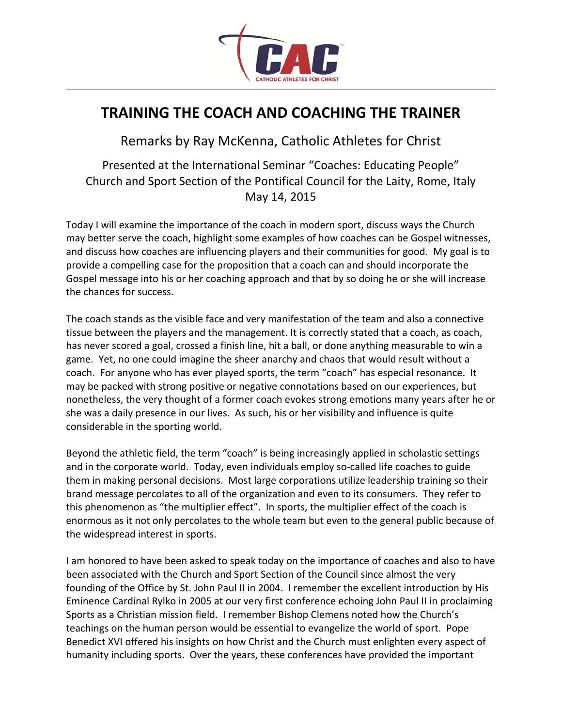# TRAINING THE COACH AND COACHING THE TRAINER

Remarks by Ray McKenna, Catholic Athletes for Christ

Presented at the International Seminar "Coaches: Educating People"
Church and Sport Section of the Pontifical Council for the Laity, Rome, Italy
May 14, 2015

Today I will examine the importance of the coach in modern sport, discuss ways the Church may better serve the coach, highlight some examples of how coaches can be Gospel witnesses, and discuss how coaches are influencing players and their communities for good. My goal is to provide a compelling case for the proposition that a coach can and should incorporate the Gospel message into his or her coaching approach and that by so doing he or she will increase the chances for success.

The coach stands as the visible face and very manifestation of the team and also a connective tissue between the players and the management. It is correctly stated that a coach, as coach, has never scored a goal, crossed a finish line, hit a ball, or done anything measurable to win a game. Yet, no one could imagine the sheer anarchy and chaos that would result without a coach. For anyone who has ever played sports, the term "coach" has especial resonance. It may be packed with strong positive or negative connotations based on our experiences, but nonetheless, the very thought of a former coach evokes strong emotions many years after he or she was a daily presence in our lives. As such, his or her visibility and influence is quite considerable in the sporting world.

Beyond the athletic field, the term "coach" is being increasingly applied in scholastic settings and in the corporate world. Today, even individuals employ so-called life coaches to guide them in making personal decisions. Most large corporations utilize leadership training so their brand message percolates to all of the organization and even to its consumers. They refer to this phenomenon as "the multiplier effect". In sports, the multiplier effect of the coach is enormous as it not only percolates to the whole team but even to the general public because of the widespread interest in sports.

I am honored to have been asked to speak today on the importance of coaches and also to have been associated with the Church and Sport Section of the Council since almost the very founding of the Office by St. John Paul II in 2004. I remember the excellent introduction by His Eminence Cardinal Rylko in 2005 at our very first conference echoing John Paul II in proclaiming Sports as a Christian mission field. I remember Bishop Clemens noted how the Church's teachings on the human person would be essential to evangelize the world of sport. Pope Benedict XVI offered his insights on how Christ and the Church must enlighten every aspect of humanity including sports. Over the years, these conferences have provided the important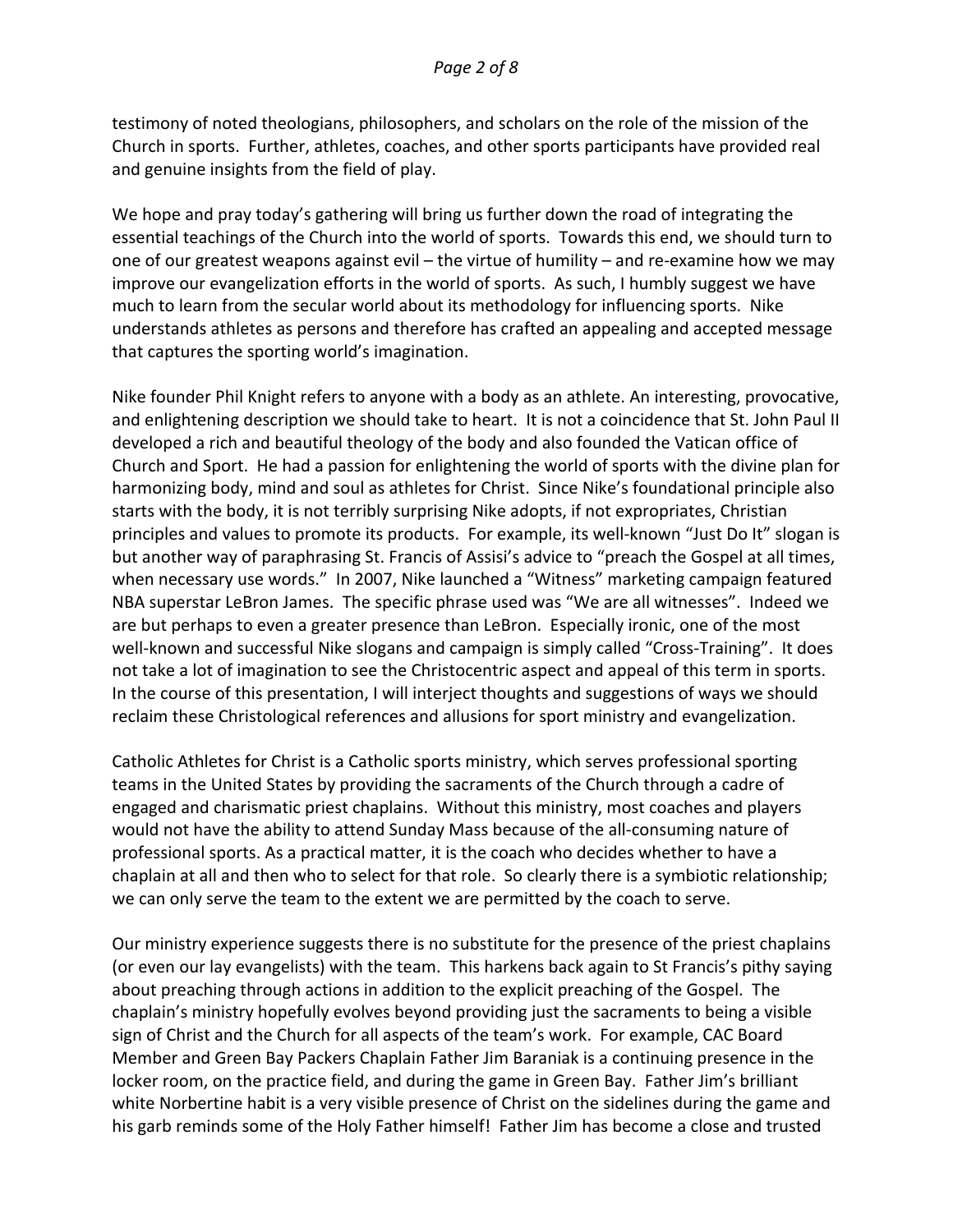testimony of noted theologians, philosophers, and scholars on the role of the mission of the Church in sports. Further, athletes, coaches, and other sports participants have provided real and genuine insights from the field of play.

We hope and pray today's gathering will bring us further down the road of integrating the essential teachings of the Church into the world of sports. Towards this end, we should turn to one of our greatest weapons against evil – the virtue of humility – and re-examine how we may improve our evangelization efforts in the world of sports. As such, I humbly suggest we have much to learn from the secular world about its methodology for influencing sports. Nike understands athletes as persons and therefore has crafted an appealing and accepted message that captures the sporting world's imagination.

Nike founder Phil Knight refers to anyone with a body as an athlete. An interesting, provocative, and enlightening description we should take to heart. It is not a coincidence that St. John Paul II developed a rich and beautiful theology of the body and also founded the Vatican office of Church and Sport. He had a passion for enlightening the world of sports with the divine plan for harmonizing body, mind and soul as athletes for Christ. Since Nike's foundational principle also starts with the body, it is not terribly surprising Nike adopts, if not expropriates, Christian principles and values to promote its products. For example, its well-known "Just Do It" slogan is but another way of paraphrasing St. Francis of Assisi's advice to "preach the Gospel at all times, when necessary use words." In 2007, Nike launched a "Witness" marketing campaign featured NBA superstar LeBron James. The specific phrase used was "We are all witnesses". Indeed we are but perhaps to even a greater presence than LeBron. Especially ironic, one of the most well-known and successful Nike slogans and campaign is simply called "Cross-Training". It does not take a lot of imagination to see the Christocentric aspect and appeal of this term in sports. In the course of this presentation, I will interject thoughts and suggestions of ways we should reclaim these Christological references and allusions for sport ministry and evangelization.

Catholic Athletes for Christ is a Catholic sports ministry, which serves professional sporting teams in the United States by providing the sacraments of the Church through a cadre of engaged and charismatic priest chaplains. Without this ministry, most coaches and players would not have the ability to attend Sunday Mass because of the all-consuming nature of professional sports. As a practical matter, it is the coach who decides whether to have a chaplain at all and then who to select for that role. So clearly there is a symbiotic relationship; we can only serve the team to the extent we are permitted by the coach to serve.

Our ministry experience suggests there is no substitute for the presence of the priest chaplains (or even our lay evangelists) with the team. This harkens back again to St Francis's pithy saying about preaching through actions in addition to the explicit preaching of the Gospel. The chaplain's ministry hopefully evolves beyond providing just the sacraments to being a visible sign of Christ and the Church for all aspects of the team's work. For example, CAC Board Member and Green Bay Packers Chaplain Father Jim Baraniak is a continuing presence in the locker room, on the practice field, and during the game in Green Bay. Father Jim's brilliant white Norbertine habit is a very visible presence of Christ on the sidelines during the game and his garb reminds some of the Holy Father himself! Father Jim has become a close and trusted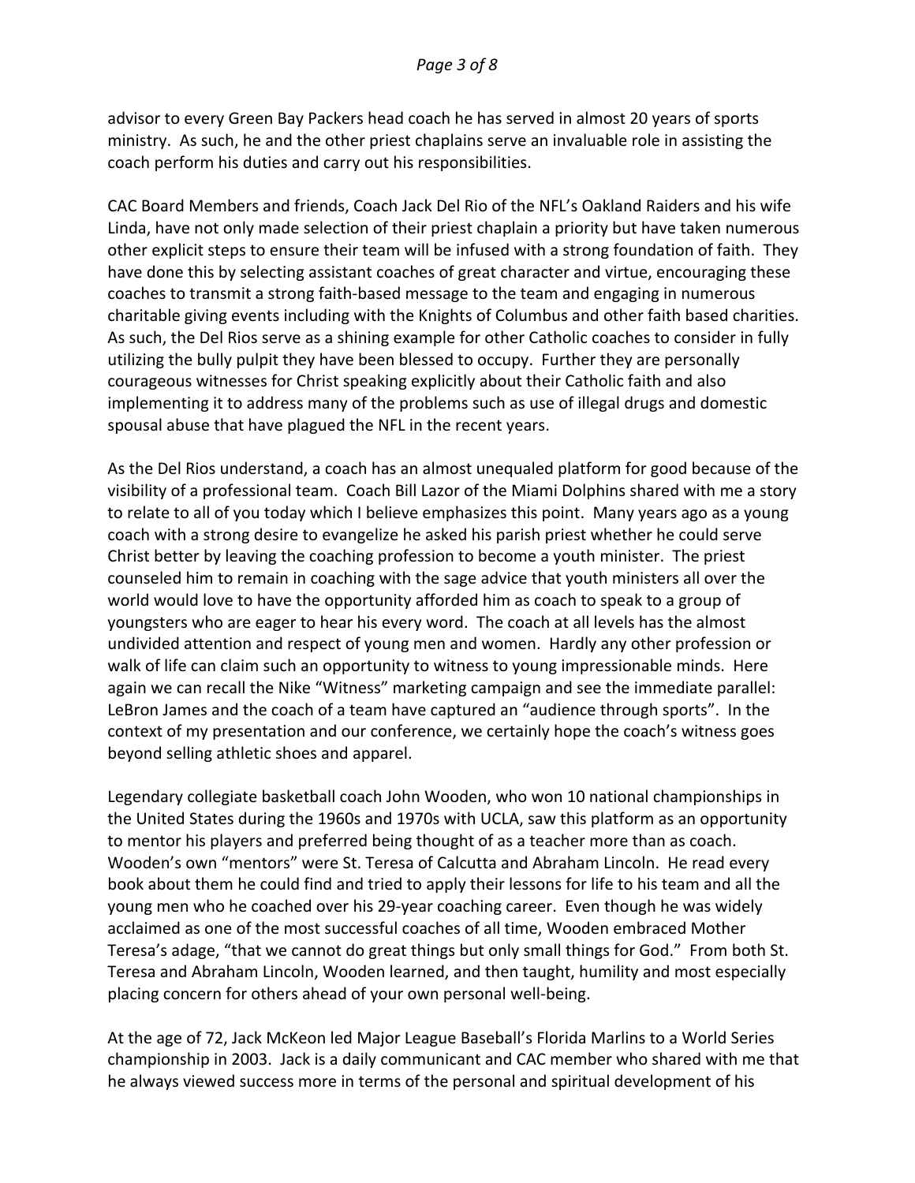advisor to every Green Bay Packers head coach he has served in almost 20 years of sports ministry. As such, he and the other priest chaplains serve an invaluable role in assisting the coach perform his duties and carry out his responsibilities.

CAC Board Members and friends, Coach Jack Del Rio of the NFL's Oakland Raiders and his wife Linda, have not only made selection of their priest chaplain a priority but have taken numerous other explicit steps to ensure their team will be infused with a strong foundation of faith. They have done this by selecting assistant coaches of great character and virtue, encouraging these coaches to transmit a strong faith-based message to the team and engaging in numerous charitable giving events including with the Knights of Columbus and other faith based charities. As such, the Del Rios serve as a shining example for other Catholic coaches to consider in fully utilizing the bully pulpit they have been blessed to occupy. Further they are personally courageous witnesses for Christ speaking explicitly about their Catholic faith and also implementing it to address many of the problems such as use of illegal drugs and domestic spousal abuse that have plagued the NFL in the recent years.

As the Del Rios understand, a coach has an almost unequaled platform for good because of the visibility of a professional team. Coach Bill Lazor of the Miami Dolphins shared with me a story to relate to all of you today which I believe emphasizes this point. Many years ago as a young coach with a strong desire to evangelize he asked his parish priest whether he could serve Christ better by leaving the coaching profession to become a youth minister. The priest counseled him to remain in coaching with the sage advice that youth ministers all over the world would love to have the opportunity afforded him as coach to speak to a group of youngsters who are eager to hear his every word. The coach at all levels has the almost undivided attention and respect of young men and women. Hardly any other profession or walk of life can claim such an opportunity to witness to young impressionable minds. Here again we can recall the Nike "Witness" marketing campaign and see the immediate parallel: LeBron James and the coach of a team have captured an "audience through sports". In the context of my presentation and our conference, we certainly hope the coach's witness goes beyond selling athletic shoes and apparel.

Legendary collegiate basketball coach John Wooden, who won 10 national championships in the United States during the 1960s and 1970s with UCLA, saw this platform as an opportunity to mentor his players and preferred being thought of as a teacher more than as coach. Wooden's own "mentors" were St. Teresa of Calcutta and Abraham Lincoln. He read every book about them he could find and tried to apply their lessons for life to his team and all the young men who he coached over his 29-year coaching career. Even though he was widely acclaimed as one of the most successful coaches of all time, Wooden embraced Mother Teresa's adage, "that we cannot do great things but only small things for God." From both St. Teresa and Abraham Lincoln, Wooden learned, and then taught, humility and most especially placing concern for others ahead of your own personal well-being.

At the age of 72, Jack McKeon led Major League Baseball's Florida Marlins to a World Series championship in 2003. Jack is a daily communicant and CAC member who shared with me that he always viewed success more in terms of the personal and spiritual development of his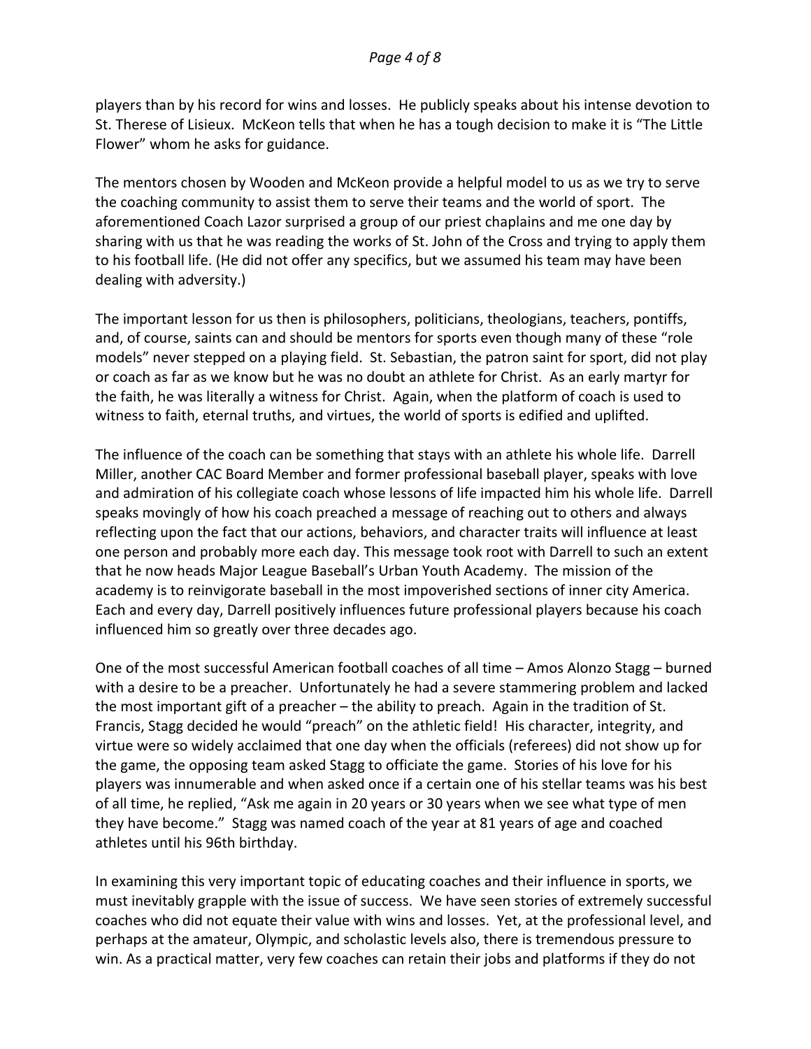players than by his record for wins and losses. He publicly speaks about his intense devotion to St. Therese of Lisieux. McKeon tells that when he has a tough decision to make it is "The Little Flower" whom he asks for guidance.

The mentors chosen by Wooden and McKeon provide a helpful model to us as we try to serve the coaching community to assist them to serve their teams and the world of sport. The aforementioned Coach Lazor surprised a group of our priest chaplains and me one day by sharing with us that he was reading the works of St. John of the Cross and trying to apply them to his football life. (He did not offer any specifics, but we assumed his team may have been dealing with adversity.)

The important lesson for us then is philosophers, politicians, theologians, teachers, pontiffs, and, of course, saints can and should be mentors for sports even though many of these "role models" never stepped on a playing field. St. Sebastian, the patron saint for sport, did not play or coach as far as we know but he was no doubt an athlete for Christ. As an early martyr for the faith, he was literally a witness for Christ. Again, when the platform of coach is used to witness to faith, eternal truths, and virtues, the world of sports is edified and uplifted.

The influence of the coach can be something that stays with an athlete his whole life. Darrell Miller, another CAC Board Member and former professional baseball player, speaks with love and admiration of his collegiate coach whose lessons of life impacted him his whole life. Darrell speaks movingly of how his coach preached a message of reaching out to others and always reflecting upon the fact that our actions, behaviors, and character traits will influence at least one person and probably more each day. This message took root with Darrell to such an extent that he now heads Major League Baseball's Urban Youth Academy. The mission of the academy is to reinvigorate baseball in the most impoverished sections of inner city America. Each and every day, Darrell positively influences future professional players because his coach influenced him so greatly over three decades ago.

One of the most successful American football coaches of all time – Amos Alonzo Stagg – burned with a desire to be a preacher. Unfortunately he had a severe stammering problem and lacked the most important gift of a preacher – the ability to preach. Again in the tradition of St. Francis, Stagg decided he would "preach" on the athletic field! His character, integrity, and virtue were so widely acclaimed that one day when the officials (referees) did not show up for the game, the opposing team asked Stagg to officiate the game. Stories of his love for his players was innumerable and when asked once if a certain one of his stellar teams was his best of all time, he replied, "Ask me again in 20 years or 30 years when we see what type of men they have become." Stagg was named coach of the year at 81 years of age and coached athletes until his 96th birthday.

In examining this very important topic of educating coaches and their influence in sports, we must inevitably grapple with the issue of success. We have seen stories of extremely successful coaches who did not equate their value with wins and losses. Yet, at the professional level, and perhaps at the amateur, Olympic, and scholastic levels also, there is tremendous pressure to win. As a practical matter, very few coaches can retain their jobs and platforms if they do not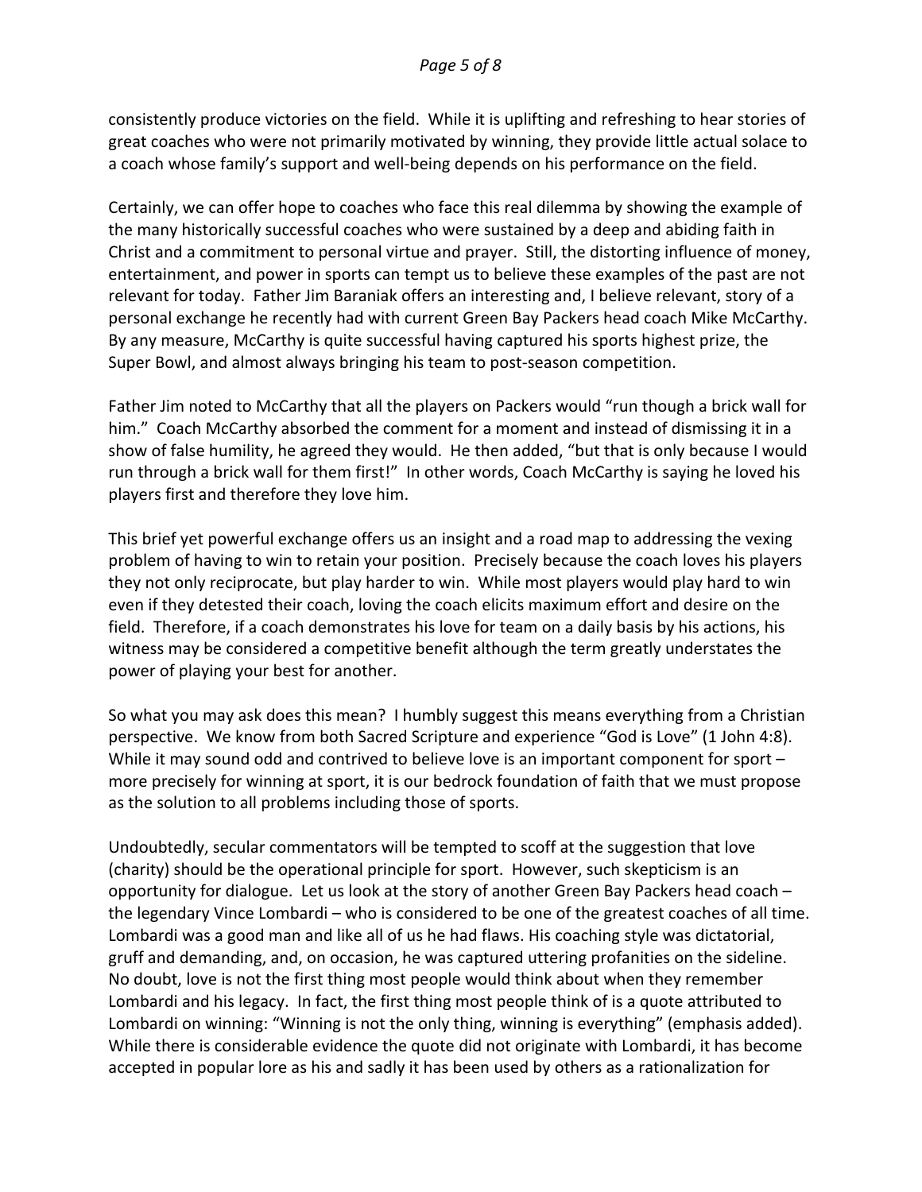consistently produce victories on the field. While it is uplifting and refreshing to hear stories of great coaches who were not primarily motivated by winning, they provide little actual solace to a coach whose family's support and well-being depends on his performance on the field.

Certainly, we can offer hope to coaches who face this real dilemma by showing the example of the many historically successful coaches who were sustained by a deep and abiding faith in Christ and a commitment to personal virtue and prayer. Still, the distorting influence of money, entertainment, and power in sports can tempt us to believe these examples of the past are not relevant for today. Father Jim Baraniak offers an interesting and, I believe relevant, story of a personal exchange he recently had with current Green Bay Packers head coach Mike McCarthy. By any measure, McCarthy is quite successful having captured his sports highest prize, the Super Bowl, and almost always bringing his team to post-season competition.

Father Jim noted to McCarthy that all the players on Packers would "run though a brick wall for him." Coach McCarthy absorbed the comment for a moment and instead of dismissing it in a show of false humility, he agreed they would. He then added, "but that is only because I would run through a brick wall for them first!" In other words, Coach McCarthy is saying he loved his players first and therefore they love him.

This brief yet powerful exchange offers us an insight and a road map to addressing the vexing problem of having to win to retain your position. Precisely because the coach loves his players they not only reciprocate, but play harder to win. While most players would play hard to win even if they detested their coach, loving the coach elicits maximum effort and desire on the field. Therefore, if a coach demonstrates his love for team on a daily basis by his actions, his witness may be considered a competitive benefit although the term greatly understates the power of playing your best for another.

So what you may ask does this mean? I humbly suggest this means everything from a Christian perspective. We know from both Sacred Scripture and experience "God is Love" (1 John 4:8). While it may sound odd and contrived to believe love is an important component for sport – more precisely for winning at sport, it is our bedrock foundation of faith that we must propose as the solution to all problems including those of sports.

Undoubtedly, secular commentators will be tempted to scoff at the suggestion that love (charity) should be the operational principle for sport. However, such skepticism is an opportunity for dialogue. Let us look at the story of another Green Bay Packers head coach – the legendary Vince Lombardi – who is considered to be one of the greatest coaches of all time. Lombardi was a good man and like all of us he had flaws. His coaching style was dictatorial, gruff and demanding, and, on occasion, he was captured uttering profanities on the sideline. No doubt, love is not the first thing most people would think about when they remember Lombardi and his legacy. In fact, the first thing most people think of is a quote attributed to Lombardi on winning: "Winning is not the only thing, winning is everything" (emphasis added). While there is considerable evidence the quote did not originate with Lombardi, it has become accepted in popular lore as his and sadly it has been used by others as a rationalization for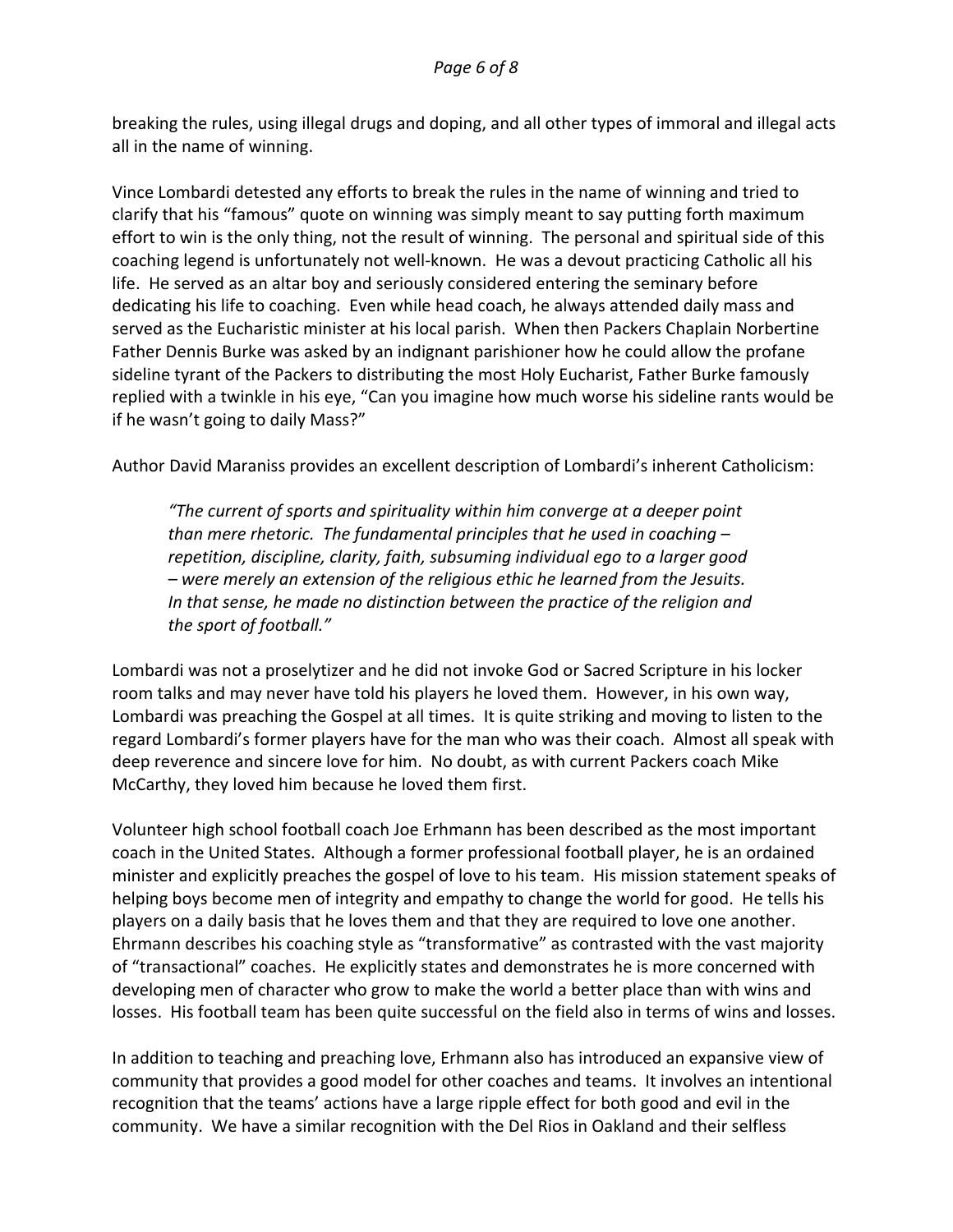breaking the rules, using illegal drugs and doping, and all other types of immoral and illegal acts all in the name of winning.

Vince Lombardi detested any efforts to break the rules in the name of winning and tried to clarify that his "famous" quote on winning was simply meant to say putting forth maximum effort to win is the only thing, not the result of winning. The personal and spiritual side of this coaching legend is unfortunately not well-known. He was a devout practicing Catholic all his life. He served as an altar boy and seriously considered entering the seminary before dedicating his life to coaching. Even while head coach, he always attended daily mass and served as the Eucharistic minister at his local parish. When then Packers Chaplain Norbertine Father Dennis Burke was asked by an indignant parishioner how he could allow the profane sideline tyrant of the Packers to distributing the most Holy Eucharist, Father Burke famously replied with a twinkle in his eye, "Can you imagine how much worse his sideline rants would be if he wasn't going to daily Mass?"

Author David Maraniss provides an excellent description of Lombardi's inherent Catholicism:

> *"The current of sports and spirituality within him converge at a deeper point than mere rhetoric. The fundamental principles that he used in coaching – repetition, discipline, clarity, faith, subsuming individual ego to a larger good – were merely an extension of the religious ethic he learned from the Jesuits. In that sense, he made no distinction between the practice of the religion and the sport of football."*

Lombardi was not a proselytizer and he did not invoke God or Sacred Scripture in his locker room talks and may never have told his players he loved them. However, in his own way, Lombardi was preaching the Gospel at all times. It is quite striking and moving to listen to the regard Lombardi's former players have for the man who was their coach. Almost all speak with deep reverence and sincere love for him. No doubt, as with current Packers coach Mike McCarthy, they loved him because he loved them first.

Volunteer high school football coach Joe Erhmann has been described as the most important coach in the United States. Although a former professional football player, he is an ordained minister and explicitly preaches the gospel of love to his team. His mission statement speaks of helping boys become men of integrity and empathy to change the world for good. He tells his players on a daily basis that he loves them and that they are required to love one another. Ehrmann describes his coaching style as "transformative" as contrasted with the vast majority of "transactional" coaches. He explicitly states and demonstrates he is more concerned with developing men of character who grow to make the world a better place than with wins and losses. His football team has been quite successful on the field also in terms of wins and losses.

In addition to teaching and preaching love, Erhmann also has introduced an expansive view of community that provides a good model for other coaches and teams. It involves an intentional recognition that the teams' actions have a large ripple effect for both good and evil in the community. We have a similar recognition with the Del Rios in Oakland and their selfless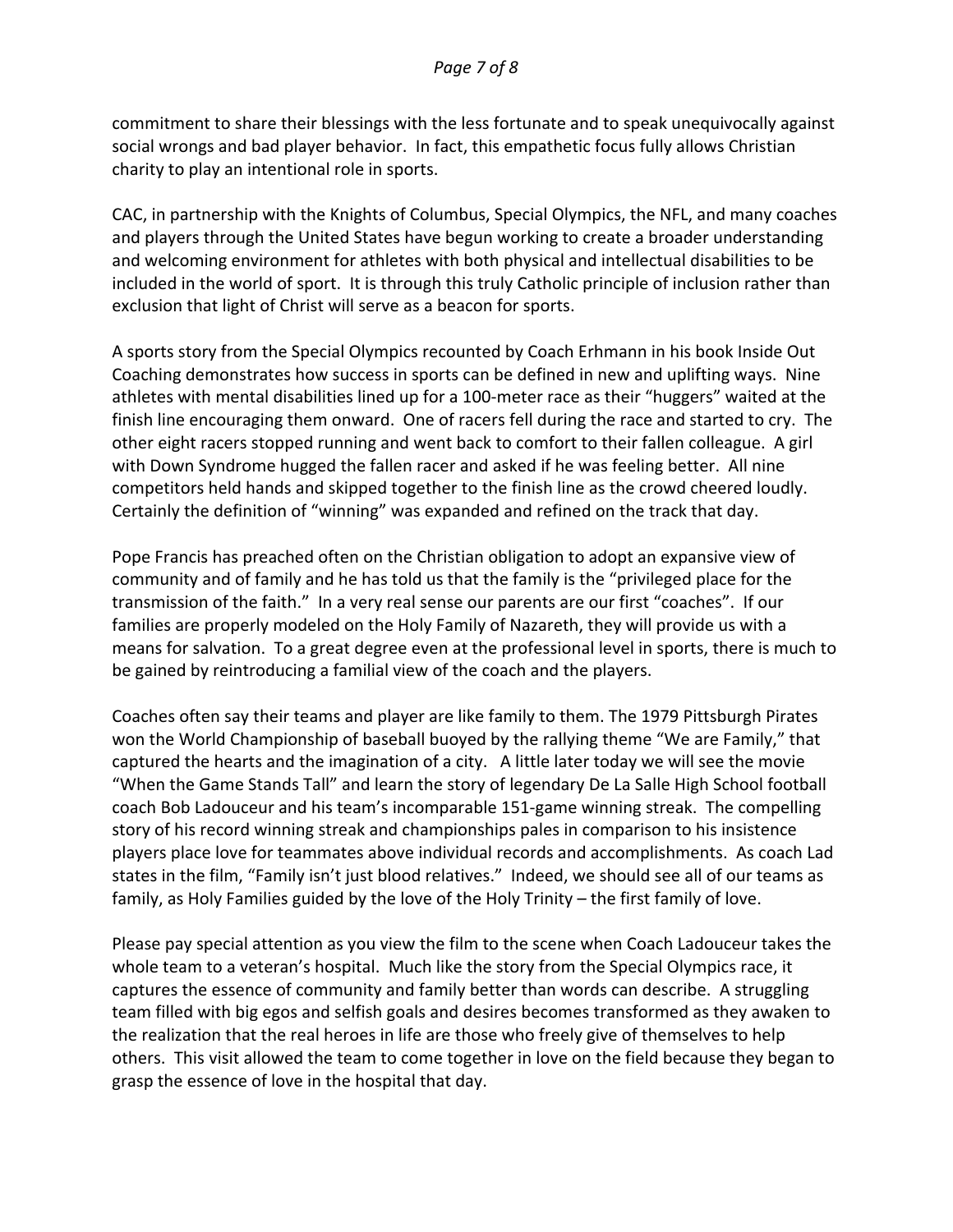commitment to share their blessings with the less fortunate and to speak unequivocally against social wrongs and bad player behavior. In fact, this empathetic focus fully allows Christian charity to play an intentional role in sports.

CAC, in partnership with the Knights of Columbus, Special Olympics, the NFL, and many coaches and players through the United States have begun working to create a broader understanding and welcoming environment for athletes with both physical and intellectual disabilities to be included in the world of sport. It is through this truly Catholic principle of inclusion rather than exclusion that light of Christ will serve as a beacon for sports.

A sports story from the Special Olympics recounted by Coach Erhmann in his book Inside Out Coaching demonstrates how success in sports can be defined in new and uplifting ways. Nine athletes with mental disabilities lined up for a 100-meter race as their "huggers" waited at the finish line encouraging them onward. One of racers fell during the race and started to cry. The other eight racers stopped running and went back to comfort to their fallen colleague. A girl with Down Syndrome hugged the fallen racer and asked if he was feeling better. All nine competitors held hands and skipped together to the finish line as the crowd cheered loudly. Certainly the definition of "winning" was expanded and refined on the track that day.

Pope Francis has preached often on the Christian obligation to adopt an expansive view of community and of family and he has told us that the family is the "privileged place for the transmission of the faith." In a very real sense our parents are our first "coaches". If our families are properly modeled on the Holy Family of Nazareth, they will provide us with a means for salvation. To a great degree even at the professional level in sports, there is much to be gained by reintroducing a familial view of the coach and the players.

Coaches often say their teams and player are like family to them. The 1979 Pittsburgh Pirates won the World Championship of baseball buoyed by the rallying theme "We are Family," that captured the hearts and the imagination of a city. A little later today we will see the movie "When the Game Stands Tall" and learn the story of legendary De La Salle High School football coach Bob Ladouceur and his team's incomparable 151-game winning streak. The compelling story of his record winning streak and championships pales in comparison to his insistence players place love for teammates above individual records and accomplishments. As coach Lad states in the film, "Family isn't just blood relatives." Indeed, we should see all of our teams as family, as Holy Families guided by the love of the Holy Trinity – the first family of love.

Please pay special attention as you view the film to the scene when Coach Ladouceur takes the whole team to a veteran's hospital. Much like the story from the Special Olympics race, it captures the essence of community and family better than words can describe. A struggling team filled with big egos and selfish goals and desires becomes transformed as they awaken to the realization that the real heroes in life are those who freely give of themselves to help others. This visit allowed the team to come together in love on the field because they began to grasp the essence of love in the hospital that day.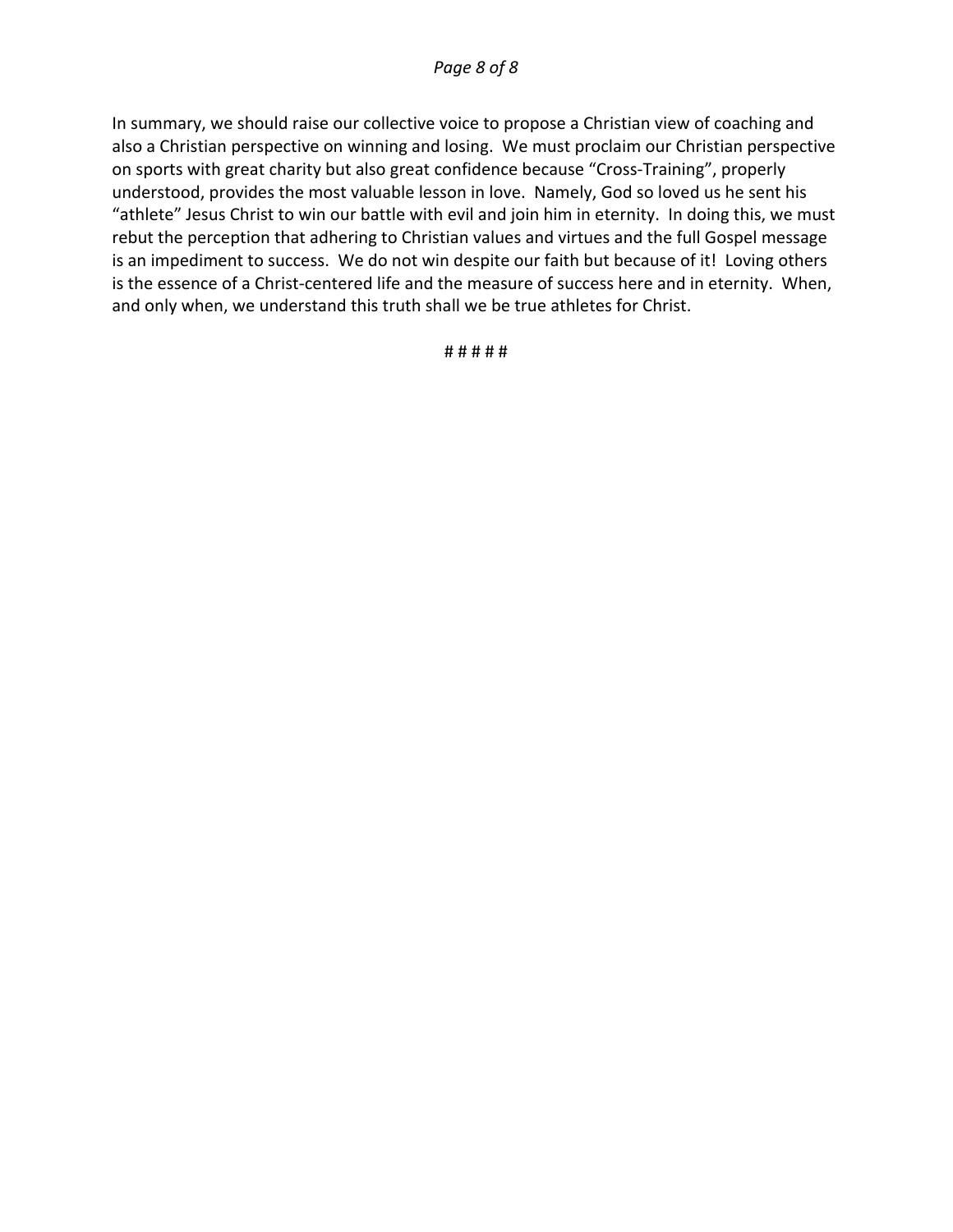In summary, we should raise our collective voice to propose a Christian view of coaching and also a Christian perspective on winning and losing. We must proclaim our Christian perspective on sports with great charity but also great confidence because “Cross-Training”, properly understood, provides the most valuable lesson in love. Namely, God so loved us he sent his “athlete” Jesus Christ to win our battle with evil and join him in eternity. In doing this, we must rebut the perception that adhering to Christian values and virtues and the full Gospel message is an impediment to success. We do not win despite our faith but because of it! Loving others is the essence of a Christ-centered life and the measure of success here and in eternity. When, and only when, we understand this truth shall we be true athletes for Christ.

# # # # #